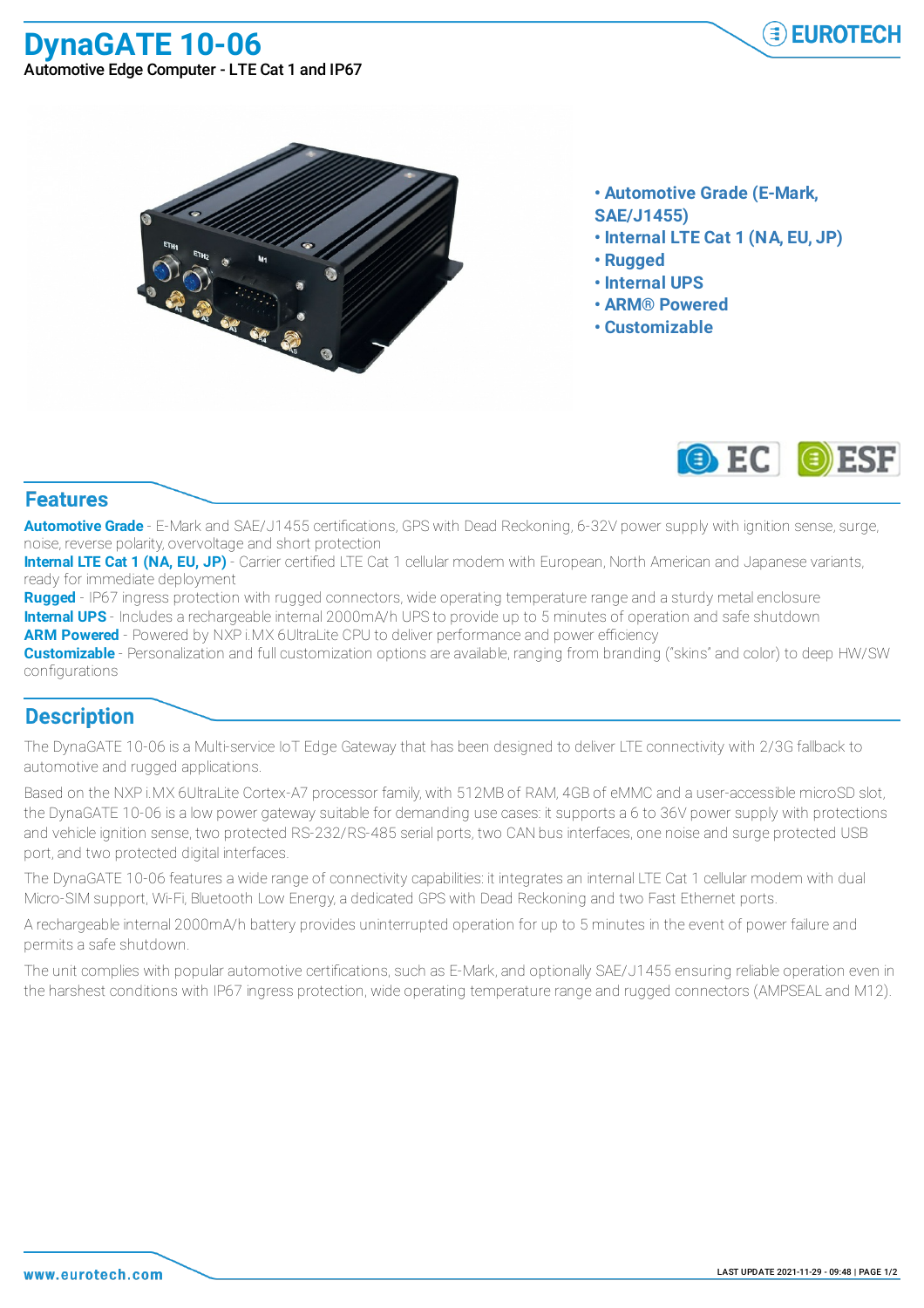# DynaGATE 10-06

Automotive Edge Computer - LTE Cat 1 and IP67

- **Automotive Grade (E-Mark, SAE/J1455)**
- **Internal LTE Cat 1 (NA, EU, JP)**
- **Rugged**
- **Internal UPS**
- **ARM® Powered**
- **Customizable**

## Features

**Automotive Grade** - E-Mark and SAE/J1455 certifications, GPS with Dead Reckoning, 6-32V power supply with ignition sense, surge, noise, reverse polarity, overvoltage and short protection

**Internal LTE Cat 1 (NA, EU, JP)** - Carrier certified LTE Cat 1 cellular modem with European, North American and Japanese variants, ready for immediate deployment

**Rugged** - IP67 ingress protection with rugged connectors, wide operating temperature range and a sturdy metal enclosure

**Internal UPS** - Includes a rechargeable internal 2000mA/h UPS to provide up to 5 minutes of operation and safe shutdown

**ARM Powered** - Powered by NXP i.MX 6UltraLite CPU to deliver performance and power efficiency

**Customizable** - Personalization and full customization options are available, ranging from branding ("skins" and color) to deep HW/SW configurations

## Description

The DynaGATE 10-06 is a Multi-service IoT Edge Gateway that has been designed to deliver LTE connectivity with 2/3G fallback to automotive and rugged applications.

Based on the NXP i.MX 6UltraLite Cortex-A7 processor family, with 512MB of RAM, 4GB of eMMC and a user-accessible microSD slot, the DynaGATE 10-06 is a low power gateway suitable for demanding use cases: it supports a 6 to 36V power supply with protections and vehicle ignition sense, two protected RS-232/RS-485 serial ports, two CAN bus interfaces, one noise and surge protected USB port, and two protected digital interfaces.

The DynaGATE 10-06 features a wide range of connectivity capabilities: it integrates an internal LTE Cat 1 cellular modem with dual Micro-SIM support, Wi-Fi, Bluetooth Low Energy, a dedicated GPS with Dead Reckoning and two Fast Ethernet ports.

A rechargeable internal 2000mA/h battery provides uninterrupted operation for up to 5 minutes in the event of power failure and permits a safe shutdown.

The unit complies with popular automotive certifications, such as E-Mark, and optionally SAE/J1455 ensuring reliable operation even in the harshest conditions with IP67 ingress protection, wide operating temperature range and rugged connectors (AMPSEAL and M12).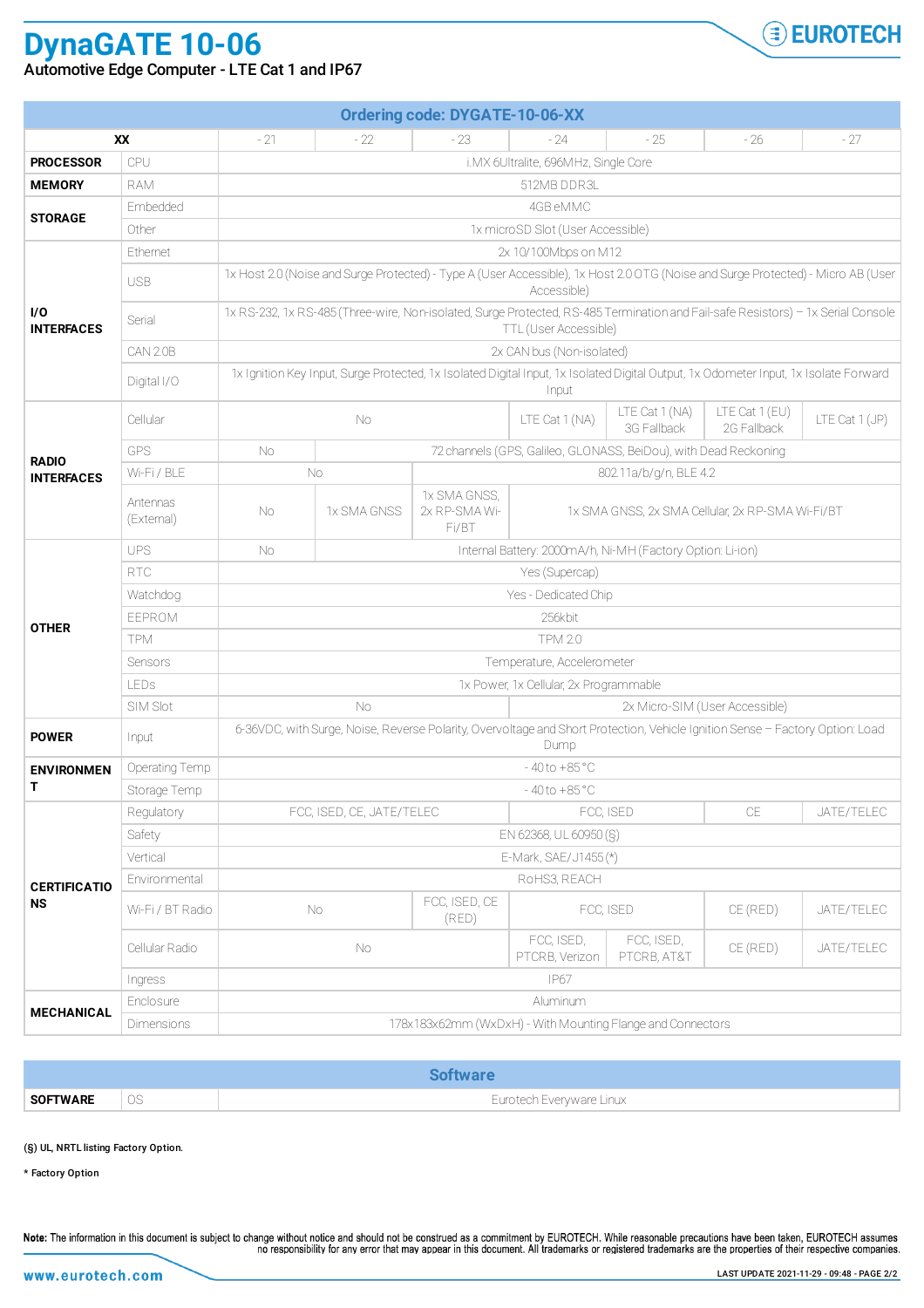# DynaGATE 10-06

Automotive Edge Computer - LTE Cat 1 and IP67

| Ordering code: DYGATE-10-06-XX | | | | | | | | |
|---|---|---|---|---|---|---|---|---|
| XX | | - 21 | - 22 | - 23 | - 24 | - 25 | - 26 | - 27 |
| **PROCESSOR** | CPU | i.MX 6Ultralite, 696MHz, Single Core | | | | | | |
| **MEMORY** | RAM | 512MB DDR3L | | | | | | |
| **STORAGE** | Embedded | 4GB eMMC | | | | | | |
| | Other | 1x microSD Slot (User Accessible) | | | | | | |
| **I/O INTERFACES** | Ethernet | 2x 10/100Mbps on M12 | | | | | | |
| | USB | 1x Host 2.0 (Noise and Surge Protected) - Type A (User Accessible), 1x Host 2.0 OTG (Noise and Surge Protected) - Micro AB (User Accessible) | | | | | | |
| | Serial | 1x RS-232, 1x RS-485 (Three-wire, Non-isolated, Surge Protected, RS-485 Termination and Fail-safe Resistors) – 1x Serial Console TTL (User Accessible) | | | | | | |
| | CAN 2.0B | 2x CAN bus (Non-isolated) | | | | | | |
| | Digital I/O | 1x Ignition Key Input, Surge Protected, 1x Isolated Digital Input, 1x Isolated Digital Output, 1x Odometer Input, 1x Isolate Forward Input | | | | | | |
| **RADIO INTERFACES** | Cellular | No | | | LTE Cat 1 (NA) | LTE Cat 1 (NA) 3G Fallback | LTE Cat 1 (EU) 2G Fallback | LTE Cat 1 (JP) |
| | GPS | No | 72 channels (GPS, Galileo, GLONASS, BeiDou), with Dead Reckoning | | | | | |
| | Wi-Fi / BLE | No | | 802.11a/b/g/n, BLE 4.2 | | | | |
| | Antennas (External) | No | 1x SMA GNSS | 1x SMA GNSS, 2x RP-SMA Wi-Fi/BT | 1x SMA GNSS, 2x SMA Cellular, 2x RP-SMA Wi-Fi/BT | | | |
| **OTHER** | UPS | No | Internal Battery: 2000mA/h, Ni-MH (Factory Option: Li-ion) | | | | | |
| | RTC | Yes (Supercap) | | | | | | |
| | Watchdog | Yes - Dedicated Chip | | | | | | |
| | EEPROM | 256kbit | | | | | | |
| | TPM | TPM 2.0 | | | | | | |
| | Sensors | Temperature, Accelerometer | | | | | | |
| | LEDs | 1x Power, 1x Cellular, 2x Programmable | | | | | | |
| | SIM Slot | No | | | 2x Micro-SIM (User Accessible) | | | |
| **POWER** | Input | 6-36VDC, with Surge, Noise, Reverse Polarity, Overvoltage and Short Protection, Vehicle Ignition Sense – Factory Option: Load Dump | | | | | | |
| **ENVIRONMENT** | Operating Temp | - 40 to +85 °C | | | | | | |
| | Storage Temp | - 40 to +85 °C | | | | | | |
| **CERTIFICATIONS** | Regulatory | FCC, ISED, CE, JATE/TELEC | | | FCC, ISED | | CE | JATE/TELEC |
| | Safety | EN 62368, UL 60950 (§) | | | | | | |
| | Vertical | E-Mark, SAE/J1455 (*) | | | | | | |
| | Environmental | RoHS3, REACH | | | | | | |
| | Wi-Fi / BT Radio | No | | FCC, ISED, CE (RED) | FCC, ISED | | CE (RED) | JATE/TELEC |
| | Cellular Radio | No | | | FCC, ISED, PTCRB, Verizon | FCC, ISED, PTCRB, AT&T | CE (RED) | JATE/TELEC |
| | Ingress | IP67 | | | | | | |
| **MECHANICAL** | Enclosure | Aluminum | | | | | | |
| | Dimensions | 178x183x62mm (WxDxH) - With Mounting Flange and Connectors | | | | | | |

| Software | | |
|---|---|---|
| **SOFTWARE** | OS | Eurotech Everyware Linux |

(§) UL, NRTL listing Factory Option.

* Factory Option

**Note:** The information in this document is subject to change without notice and should not be construed as a commitment by EUROTECH. While reasonable precautions have been taken, EUROTECH assumes no responsibility for any error that may appear in this document. All trademarks or registered trademarks are the properties of their respective companies.

www.eurotech.com

LAST UPDATE 2021-11-29 - 09:48